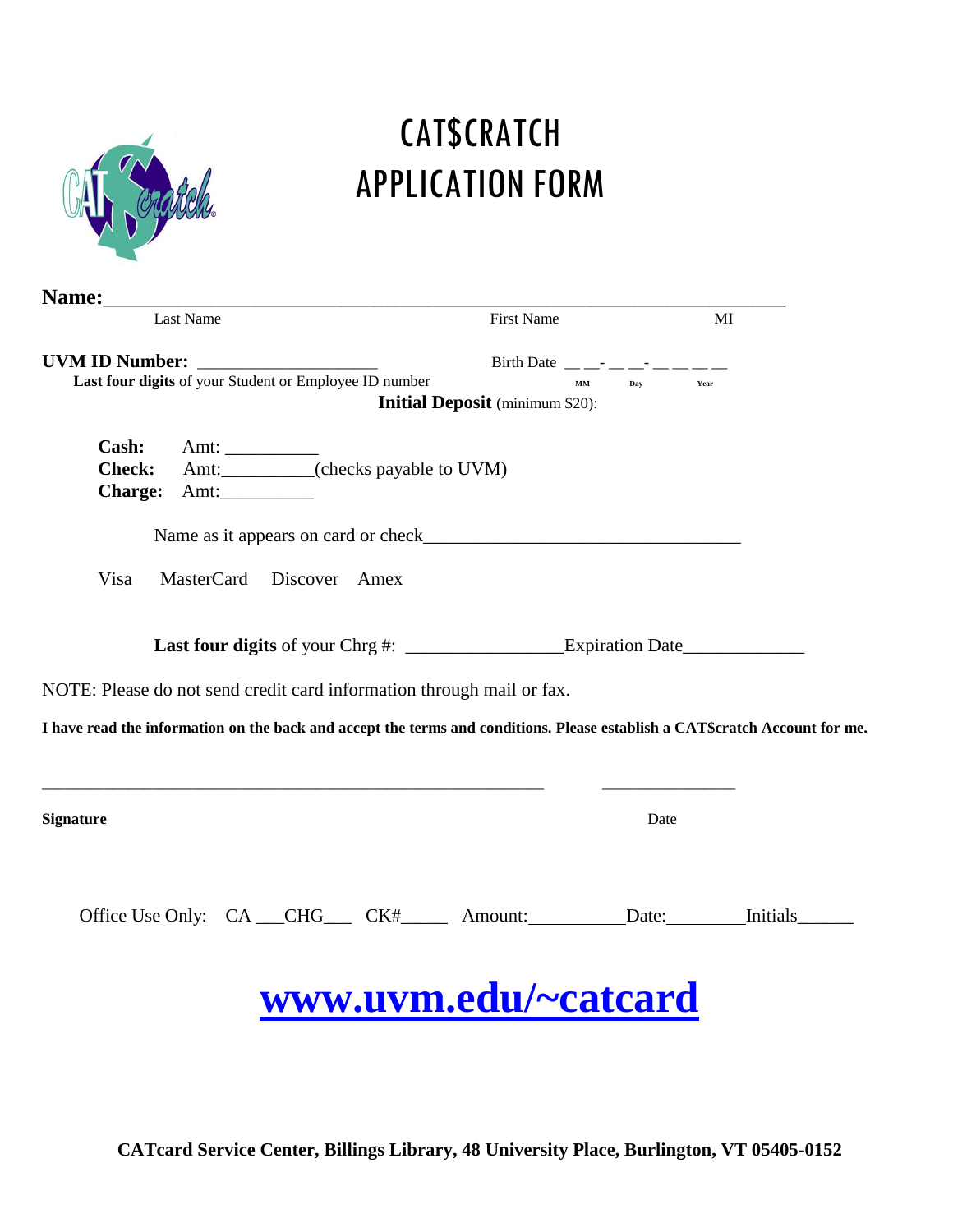# CAT$CRATCH
# APPLICATION FORM

**Name:**_______________________________________________________________

Last Name First Name MI

**UVM ID Number:** ____________________ Birth Date __ __- __ __- __ __ __ __

**Last four digits** of your Student or Employee ID number MM Day Year

**Initial Deposit** (minimum $20):

**Cash:** Amt: __________

**Check:** Amt:__________(checks payable to UVM)

**Charge:** Amt:__________

Name as it appears on card or check_________________________________

Visa MasterCard Discover Amex

**Last four digits** of your Chrg #: ________________Expiration Date_____________

NOTE: Please do not send credit card information through mail or fax.

**I have read the information on the back and accept the terms and conditions. Please establish a CAT$cratch Account for me.**

_________________________________________________________ _______________

**Signature** Date

Office Use Only: CA ___CHG___ CK#_____ Amount:__________Date:________Initials______

# www.uvm.edu/~catcard

**CATcard Service Center, Billings Library, 48 University Place, Burlington, VT 05405-0152**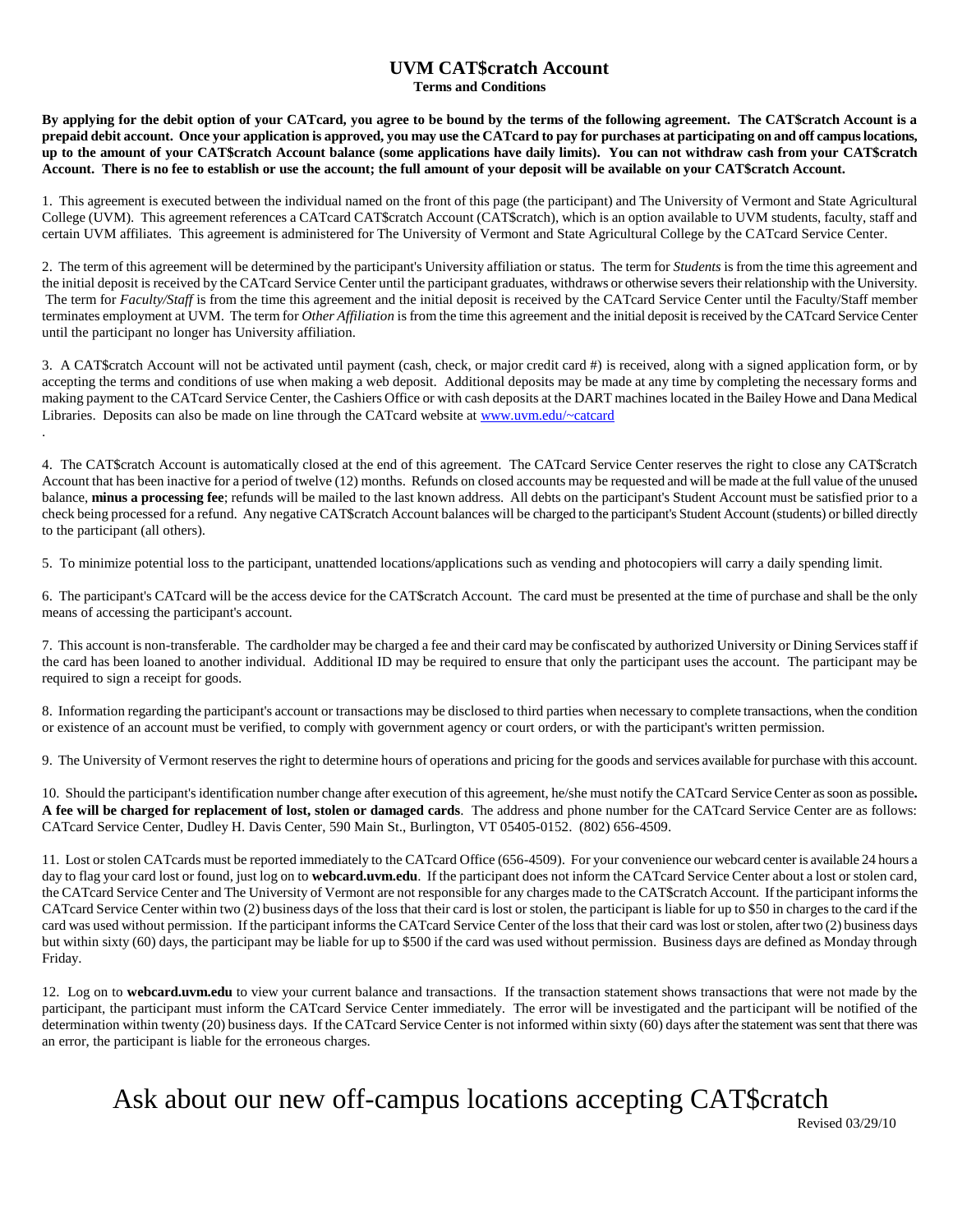# UVM CAT$cratch Account

**Terms and Conditions**

**By applying for the debit option of your CATcard, you agree to be bound by the terms of the following agreement. The CAT$cratch Account is a prepaid debit account. Once your application is approved, you may use the CATcard to pay for purchases at participating on and off campus locations, up to the amount of your CAT$cratch Account balance (some applications have daily limits). You can not withdraw cash from your CAT$cratch Account. There is no fee to establish or use the account; the full amount of your deposit will be available on your CAT$cratch Account.**

1. This agreement is executed between the individual named on the front of this page (the participant) and The University of Vermont and State Agricultural College (UVM). This agreement references a CATcard CAT$cratch Account (CAT$cratch), which is an option available to UVM students, faculty, staff and certain UVM affiliates. This agreement is administered for The University of Vermont and State Agricultural College by the CATcard Service Center.

2. The term of this agreement will be determined by the participant's University affiliation or status. The term for *Students* is from the time this agreement and the initial deposit is received by the CATcard Service Center until the participant graduates, withdraws or otherwise severs their relationship with the University. The term for *Faculty/Staff* is from the time this agreement and the initial deposit is received by the CATcard Service Center until the Faculty/Staff member terminates employment at UVM. The term for *Other Affiliation* is from the time this agreement and the initial deposit is received by the CATcard Service Center until the participant no longer has University affiliation.

3. A CAT$cratch Account will not be activated until payment (cash, check, or major credit card #) is received, along with a signed application form, or by accepting the terms and conditions of use when making a web deposit. Additional deposits may be made at any time by completing the necessary forms and making payment to the CATcard Service Center, the Cashiers Office or with cash deposits at the DART machines located in the Bailey Howe and Dana Medical Libraries. Deposits can also be made on line through the CATcard website at www.uvm.edu/~catcard

.

4. The CAT$cratch Account is automatically closed at the end of this agreement. The CATcard Service Center reserves the right to close any CAT$cratch Account that has been inactive for a period of twelve (12) months. Refunds on closed accounts may be requested and will be made at the full value of the unused balance, **minus a processing fee**; refunds will be mailed to the last known address. All debts on the participant's Student Account must be satisfied prior to a check being processed for a refund. Any negative CAT$cratch Account balances will be charged to the participant's Student Account (students) or billed directly to the participant (all others).

5. To minimize potential loss to the participant, unattended locations/applications such as vending and photocopiers will carry a daily spending limit.

6. The participant's CATcard will be the access device for the CAT$cratch Account. The card must be presented at the time of purchase and shall be the only means of accessing the participant's account.

7. This account is non-transferable. The cardholder may be charged a fee and their card may be confiscated by authorized University or Dining Services staff if the card has been loaned to another individual. Additional ID may be required to ensure that only the participant uses the account. The participant may be required to sign a receipt for goods.

8. Information regarding the participant's account or transactions may be disclosed to third parties when necessary to complete transactions, when the condition or existence of an account must be verified, to comply with government agency or court orders, or with the participant's written permission.

9. The University of Vermont reserves the right to determine hours of operations and pricing for the goods and services available for purchase with this account.

10. Should the participant's identification number change after execution of this agreement, he/she must notify the CATcard Service Center as soon as possible**. A fee will be charged for replacement of lost, stolen or damaged cards**. The address and phone number for the CATcard Service Center are as follows: CATcard Service Center, Dudley H. Davis Center, 590 Main St., Burlington, VT 05405-0152. (802) 656-4509.

11. Lost or stolen CATcards must be reported immediately to the CATcard Office (656-4509). For your convenience our webcard center is available 24 hours a day to flag your card lost or found, just log on to **webcard.uvm.edu**. If the participant does not inform the CATcard Service Center about a lost or stolen card, the CATcard Service Center and The University of Vermont are not responsible for any charges made to the CAT$cratch Account. If the participant informs the CATcard Service Center within two (2) business days of the loss that their card is lost or stolen, the participant is liable for up to $50 in charges to the card if the card was used without permission. If the participant informs the CATcard Service Center of the loss that their card was lost or stolen, after two (2) business days but within sixty (60) days, the participant may be liable for up to $500 if the card was used without permission. Business days are defined as Monday through Friday.

12. Log on to **webcard.uvm.edu** to view your current balance and transactions. If the transaction statement shows transactions that were not made by the participant, the participant must inform the CATcard Service Center immediately. The error will be investigated and the participant will be notified of the determination within twenty (20) business days. If the CATcard Service Center is not informed within sixty (60) days after the statement was sent that there was an error, the participant is liable for the erroneous charges.

## Ask about our new off-campus locations accepting CAT$cratch

Revised 03/29/10